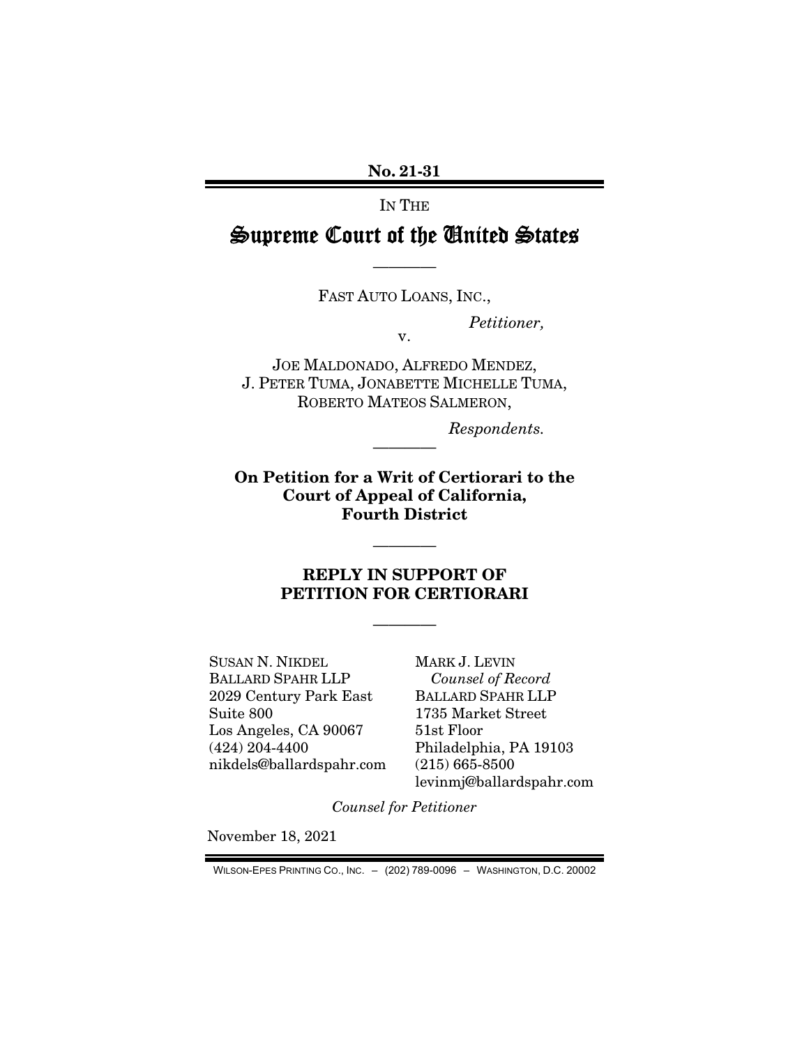**No. 21-31**

IN THE

# Supreme Court of the United States

————

FAST AUTO LOANS, INC.,

*Petitioner,*

v.

JOE MALDONADO, ALFREDO MENDEZ, J. PETER TUMA, JONABETTE MICHELLE TUMA, ROBERTO MATEOS SALMERON,

*Respondents.*

————

**On Petition for a Writ of Certiorari to the Court of Appeal of California, Fourth District**

————

## REPLY IN SUPPORT OF PETITION FOR CERTIORARI

————

SUSAN N. NIKDEL
BALLARD SPAHR LLP
2029 Century Park East
Suite 800
Los Angeles, CA 90067
(424) 204-4400
nikdels@ballardspahr.com

MARK J. LEVIN
*Counsel of Record*
BALLARD SPAHR LLP
1735 Market Street
51st Floor
Philadelphia, PA 19103
(215) 665-8500
levinmj@ballardspahr.com

*Counsel for Petitioner*

November 18, 2021

WILSON-EPES PRINTING CO., INC. – (202) 789-0096 – WASHINGTON, D.C. 20002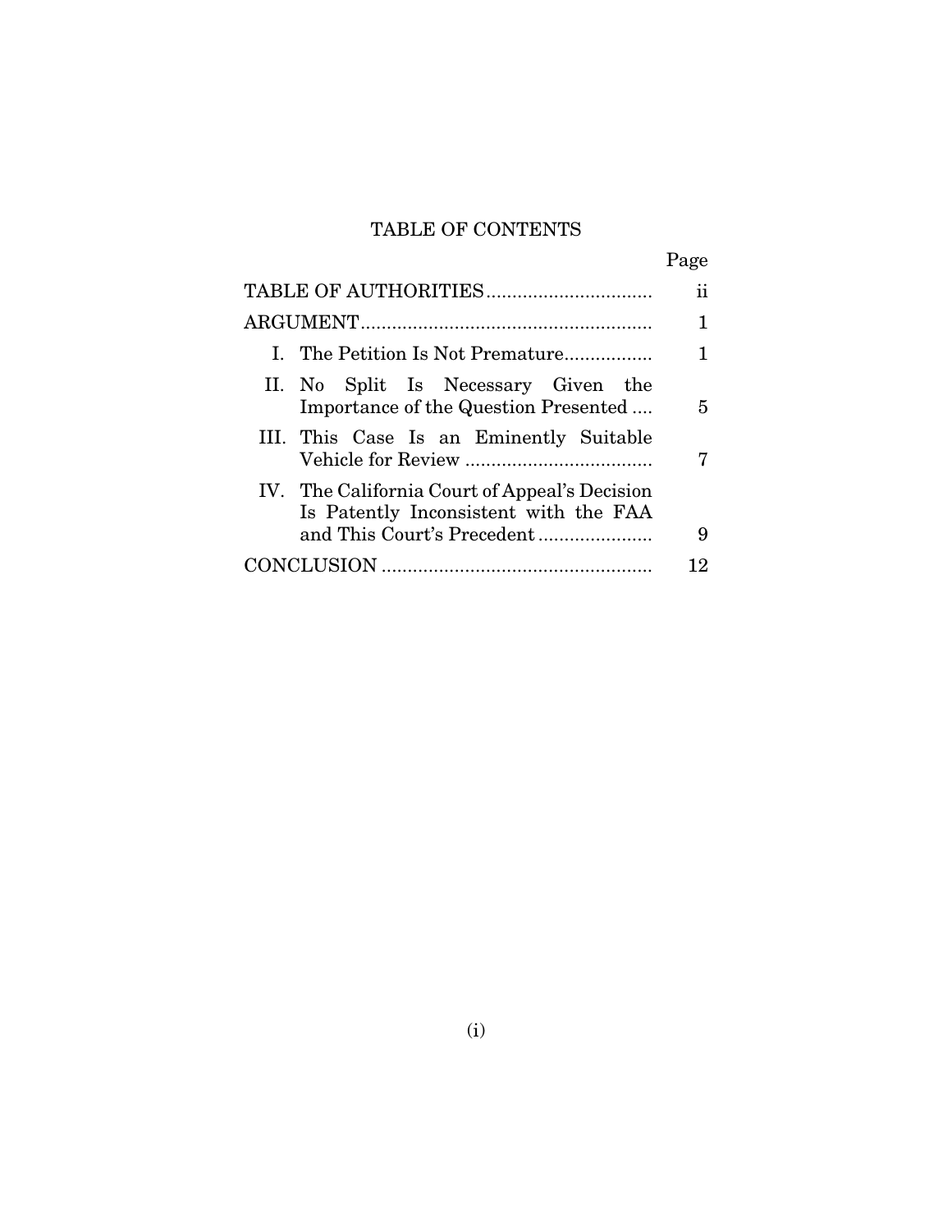# TABLE OF CONTENTS

| | Page |
|---|---|
| TABLE OF AUTHORITIES | ii |
| ARGUMENT | 1 |
| I. The Petition Is Not Premature | 1 |
| II. No Split Is Necessary Given the Importance of the Question Presented | 5 |
| III. This Case Is an Eminently Suitable Vehicle for Review | 7 |
| IV. The California Court of Appeal's Decision Is Patently Inconsistent with the FAA and This Court's Precedent | 9 |
| CONCLUSION | 12 |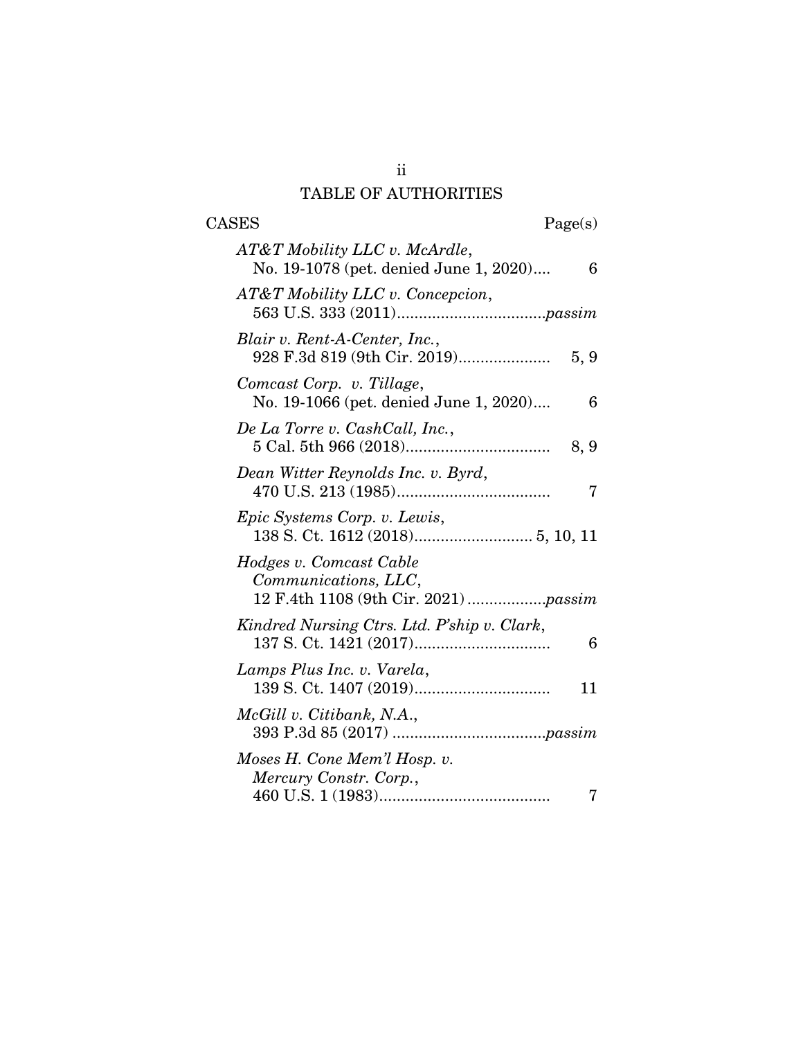# TABLE OF AUTHORITIES

| CASES | Page(s) |
|---|---|
| *AT&T Mobility LLC v. McArdle*, No. 19-1078 (pet. denied June 1, 2020) | 6 |
| *AT&T Mobility LLC v. Concepcion*, 563 U.S. 333 (2011) | *passim* |
| *Blair v. Rent-A-Center, Inc.*, 928 F.3d 819 (9th Cir. 2019) | 5, 9 |
| *Comcast Corp. v. Tillage*, No. 19-1066 (pet. denied June 1, 2020) | 6 |
| *De La Torre v. CashCall, Inc.*, 5 Cal. 5th 966 (2018) | 8, 9 |
| *Dean Witter Reynolds Inc. v. Byrd*, 470 U.S. 213 (1985) | 7 |
| *Epic Systems Corp. v. Lewis*, 138 S. Ct. 1612 (2018) | 5, 10, 11 |
| *Hodges v. Comcast Cable Communications, LLC*, 12 F.4th 1108 (9th Cir. 2021) | *passim* |
| *Kindred Nursing Ctrs. Ltd. P'ship v. Clark*, 137 S. Ct. 1421 (2017) | 6 |
| *Lamps Plus Inc. v. Varela*, 139 S. Ct. 1407 (2019) | 11 |
| *McGill v. Citibank, N.A.*, 393 P.3d 85 (2017) | *passim* |
| *Moses H. Cone Mem'l Hosp. v. Mercury Constr. Corp.*, 460 U.S. 1 (1983) | 7 |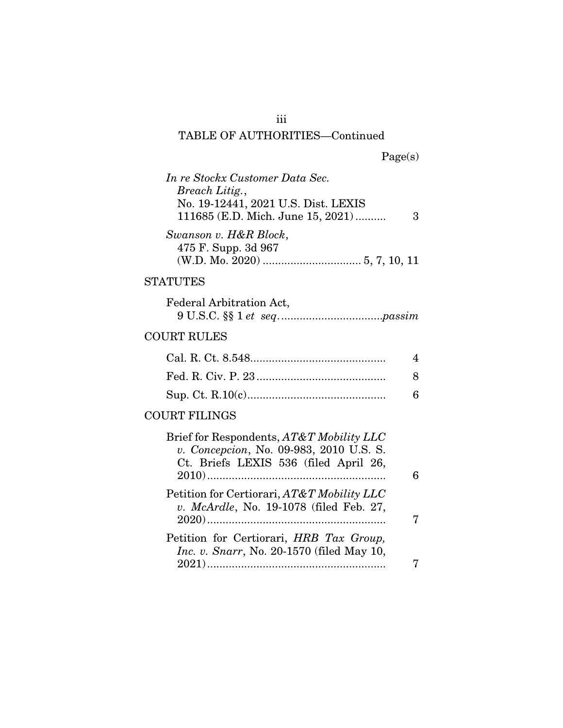# TABLE OF AUTHORITIES—Continued

Page(s)

*In re Stockx Customer Data Sec. Breach Litig.*, No. 19-12441, 2021 U.S. Dist. LEXIS 111685 (E.D. Mich. June 15, 2021).......... 3

*Swanson v. H&R Block*, 475 F. Supp. 3d 967 (W.D. Mo. 2020) ................................ 5, 7, 10, 11

## STATUTES

Federal Arbitration Act, 9 U.S.C. §§ 1 *et seq*.................................*passim*

## COURT RULES

Cal. R. Ct. 8.548............................................ 4

Fed. R. Civ. P. 23.......................................... 8

Sup. Ct. R.10(c)............................................. 6

## COURT FILINGS

Brief for Respondents, *AT&T Mobility LLC v. Concepcion*, No. 09-983, 2010 U.S. S. Ct. Briefs LEXIS 536 (filed April 26, 2010).......................................................... 6

Petition for Certiorari, *AT&T Mobility LLC v. McArdle*, No. 19-1078 (filed Feb. 27, 2020).......................................................... 7

Petition for Certiorari, *HRB Tax Group, Inc. v. Snarr*, No. 20-1570 (filed May 10, 2021).......................................................... 7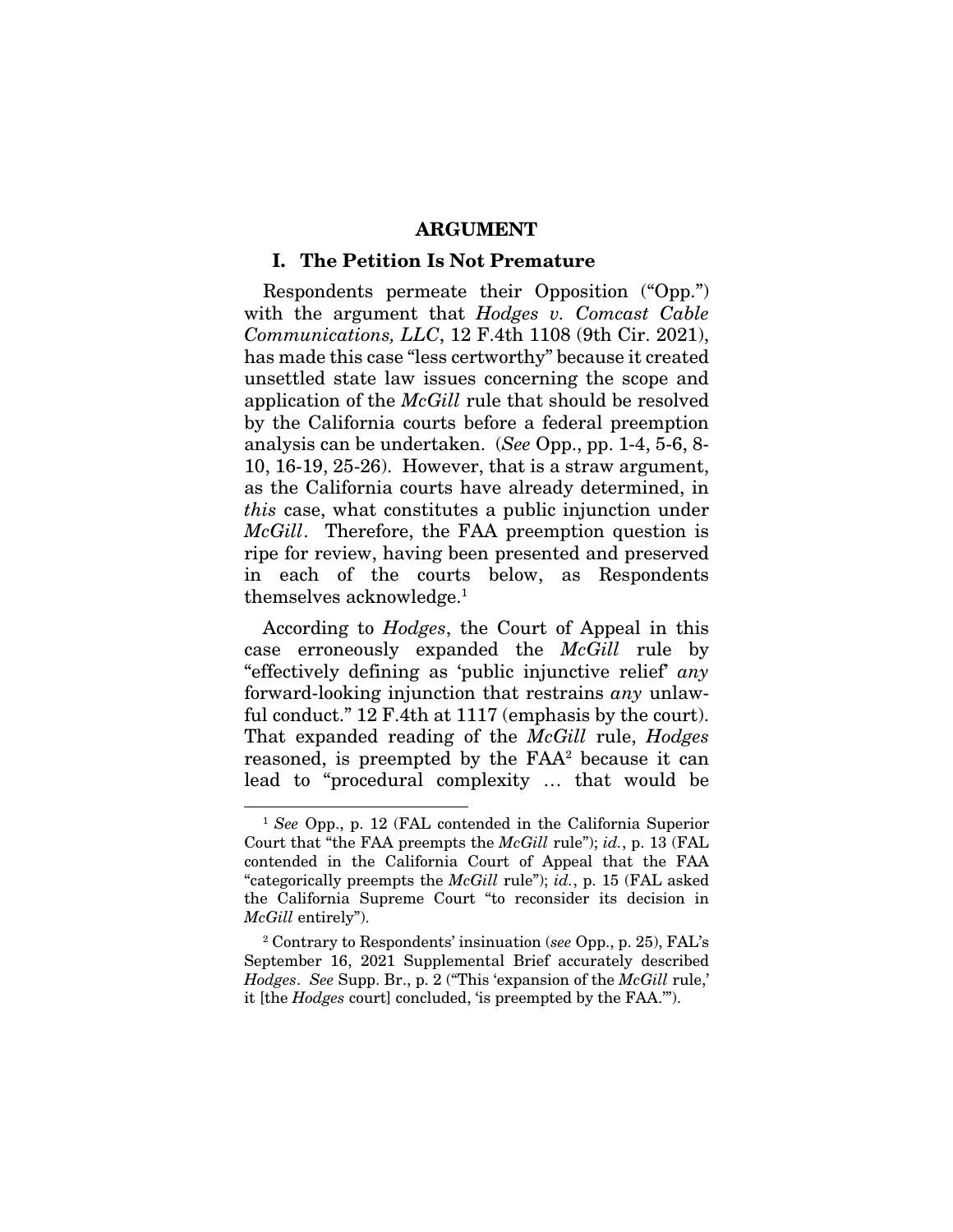## ARGUMENT

### I. The Petition Is Not Premature

Respondents permeate their Opposition ("Opp.") with the argument that *Hodges v. Comcast Cable Communications, LLC*, 12 F.4th 1108 (9th Cir. 2021), has made this case "less certworthy" because it created unsettled state law issues concerning the scope and application of the *McGill* rule that should be resolved by the California courts before a federal preemption analysis can be undertaken. (*See* Opp., pp. 1-4, 5-6, 8-10, 16-19, 25-26). However, that is a straw argument, as the California courts have already determined, in *this* case, what constitutes a public injunction under *McGill*. Therefore, the FAA preemption question is ripe for review, having been presented and preserved in each of the courts below, as Respondents themselves acknowledge.[1]

According to *Hodges*, the Court of Appeal in this case erroneously expanded the *McGill* rule by "effectively defining as 'public injunctive relief' *any* forward-looking injunction that restrains *any* unlawful conduct." 12 F.4th at 1117 (emphasis by the court). That expanded reading of the *McGill* rule, *Hodges* reasoned, is preempted by the FAA[2] because it can lead to "procedural complexity … that would be

---

[1] *See* Opp., p. 12 (FAL contended in the California Superior Court that "the FAA preempts the *McGill* rule"); *id.*, p. 13 (FAL contended in the California Court of Appeal that the FAA "categorically preempts the *McGill* rule"); *id.*, p. 15 (FAL asked the California Supreme Court "to reconsider its decision in *McGill* entirely").

[2] Contrary to Respondents' insinuation (*see* Opp., p. 25), FAL's September 16, 2021 Supplemental Brief accurately described *Hodges*. *See* Supp. Br., p. 2 ("This 'expansion of the *McGill* rule,' it [the *Hodges* court] concluded, 'is preempted by the FAA.'").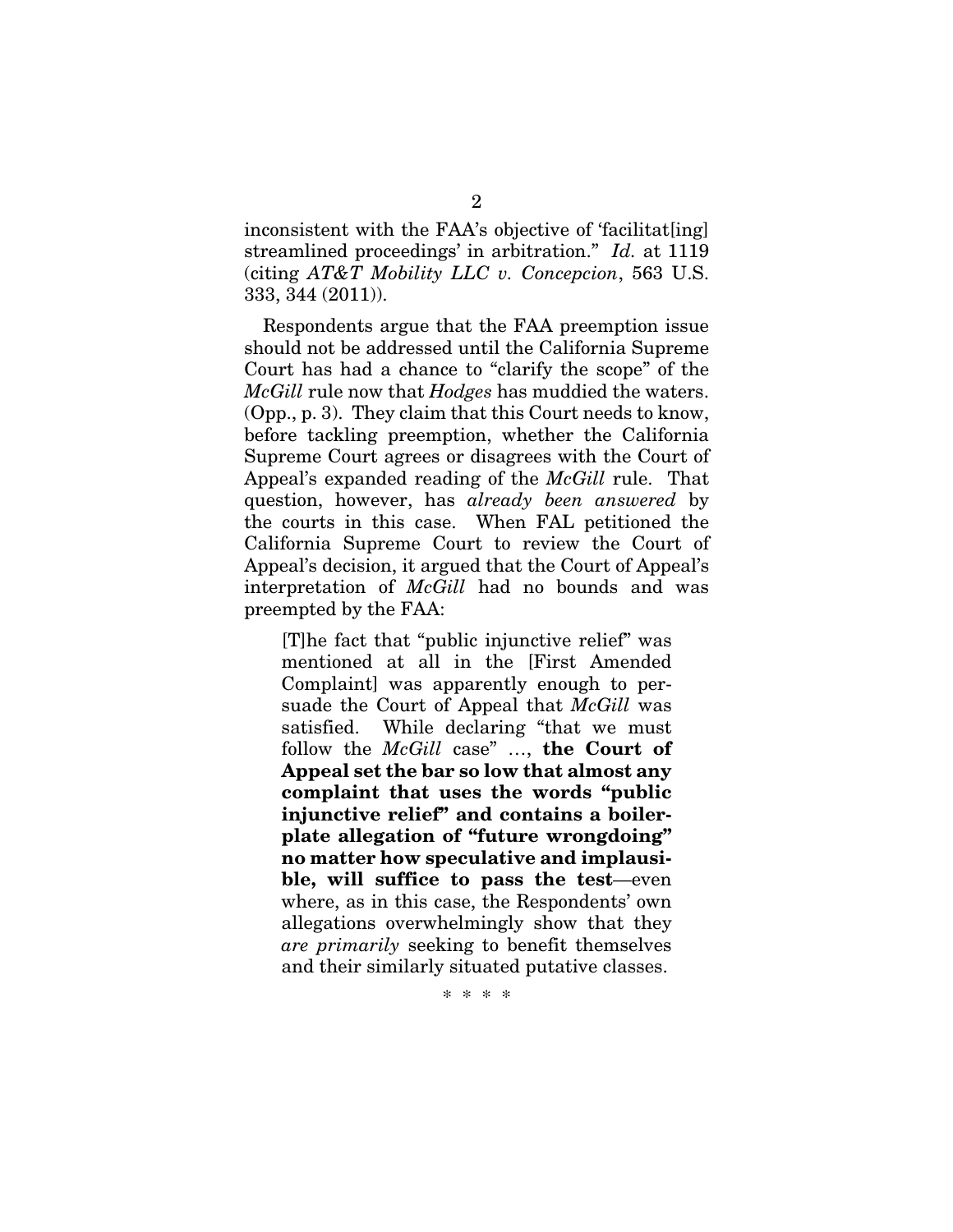inconsistent with the FAA's objective of 'facilitat[ing] streamlined proceedings' in arbitration." *Id.* at 1119 (citing *AT&T Mobility LLC v. Concepcion*, 563 U.S. 333, 344 (2011)).

Respondents argue that the FAA preemption issue should not be addressed until the California Supreme Court has had a chance to "clarify the scope" of the *McGill* rule now that *Hodges* has muddied the waters. (Opp., p. 3). They claim that this Court needs to know, before tackling preemption, whether the California Supreme Court agrees or disagrees with the Court of Appeal's expanded reading of the *McGill* rule. That question, however, has *already been answered* by the courts in this case. When FAL petitioned the California Supreme Court to review the Court of Appeal's decision, it argued that the Court of Appeal's interpretation of *McGill* had no bounds and was preempted by the FAA:

> [T]he fact that "public injunctive relief" was mentioned at all in the [First Amended Complaint] was apparently enough to persuade the Court of Appeal that *McGill* was satisfied. While declaring "that we must follow the *McGill* case" …, **the Court of Appeal set the bar so low that almost any complaint that uses the words "public injunctive relief" and contains a boilerplate allegation of "future wrongdoing" no matter how speculative and implausible, will suffice to pass the test**—even where, as in this case, the Respondents' own allegations overwhelmingly show that they *are primarily* seeking to benefit themselves and their similarly situated putative classes.
>
> \* \* \* \*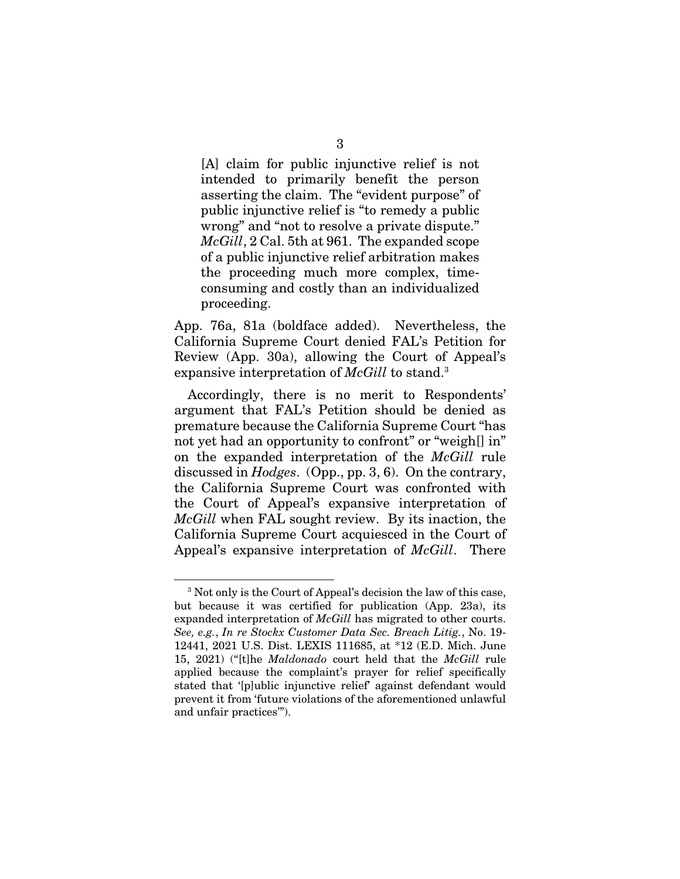> [A] claim for public injunctive relief is not intended to primarily benefit the person asserting the claim. The "evident purpose" of public injunctive relief is "to remedy a public wrong" and "not to resolve a private dispute." *McGill*, 2 Cal. 5th at 961. The expanded scope of a public injunctive relief arbitration makes the proceeding much more complex, time-consuming and costly than an individualized proceeding.

App. 76a, 81a (boldface added). Nevertheless, the California Supreme Court denied FAL's Petition for Review (App. 30a), allowing the Court of Appeal's expansive interpretation of *McGill* to stand.[3]

Accordingly, there is no merit to Respondents' argument that FAL's Petition should be denied as premature because the California Supreme Court "has not yet had an opportunity to confront" or "weigh[] in" on the expanded interpretation of the *McGill* rule discussed in *Hodges*. (Opp., pp. 3, 6). On the contrary, the California Supreme Court was confronted with the Court of Appeal's expansive interpretation of *McGill* when FAL sought review. By its inaction, the California Supreme Court acquiesced in the Court of Appeal's expansive interpretation of *McGill*. There

---

[3] Not only is the Court of Appeal's decision the law of this case, but because it was certified for publication (App. 23a), its expanded interpretation of *McGill* has migrated to other courts. *See, e.g.*, *In re Stockx Customer Data Sec. Breach Litig.*, No. 19-12441, 2021 U.S. Dist. LEXIS 111685, at *12 (E.D. Mich. June 15, 2021) ("[t]he *Maldonado* court held that the *McGill* rule applied because the complaint's prayer for relief specifically stated that '[p]ublic injunctive relief' against defendant would prevent it from 'future violations of the aforementioned unlawful and unfair practices'").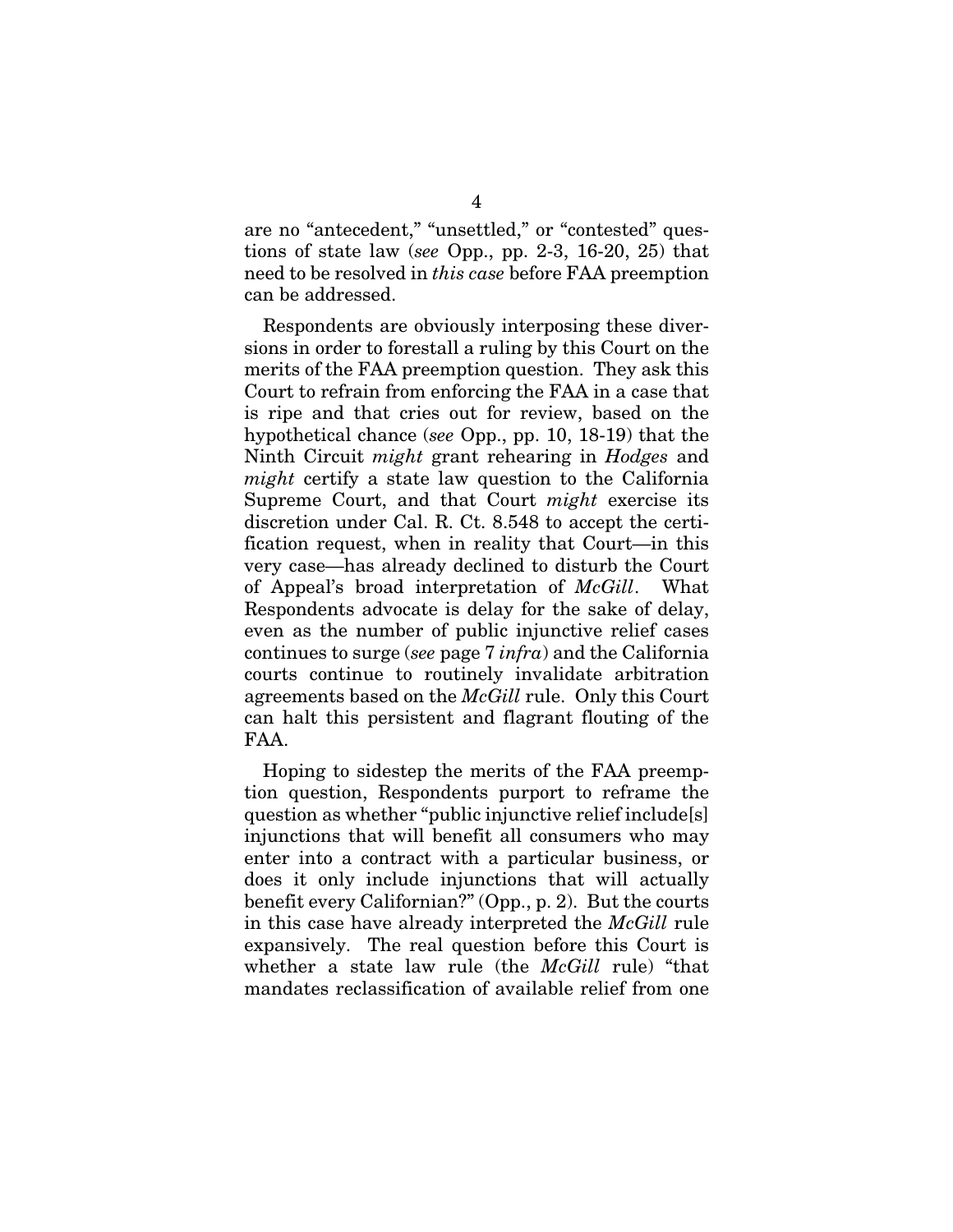are no "antecedent," "unsettled," or "contested" questions of state law (*see* Opp., pp. 2-3, 16-20, 25) that need to be resolved in *this case* before FAA preemption can be addressed.

Respondents are obviously interposing these diversions in order to forestall a ruling by this Court on the merits of the FAA preemption question. They ask this Court to refrain from enforcing the FAA in a case that is ripe and that cries out for review, based on the hypothetical chance (*see* Opp., pp. 10, 18-19) that the Ninth Circuit *might* grant rehearing in *Hodges* and *might* certify a state law question to the California Supreme Court, and that Court *might* exercise its discretion under Cal. R. Ct. 8.548 to accept the certification request, when in reality that Court—in this very case—has already declined to disturb the Court of Appeal's broad interpretation of *McGill*. What Respondents advocate is delay for the sake of delay, even as the number of public injunctive relief cases continues to surge (*see* page 7 *infra*) and the California courts continue to routinely invalidate arbitration agreements based on the *McGill* rule. Only this Court can halt this persistent and flagrant flouting of the FAA.

Hoping to sidestep the merits of the FAA preemption question, Respondents purport to reframe the question as whether "public injunctive relief include[s] injunctions that will benefit all consumers who may enter into a contract with a particular business, or does it only include injunctions that will actually benefit every Californian?" (Opp., p. 2). But the courts in this case have already interpreted the *McGill* rule expansively. The real question before this Court is whether a state law rule (the *McGill* rule) "that mandates reclassification of available relief from one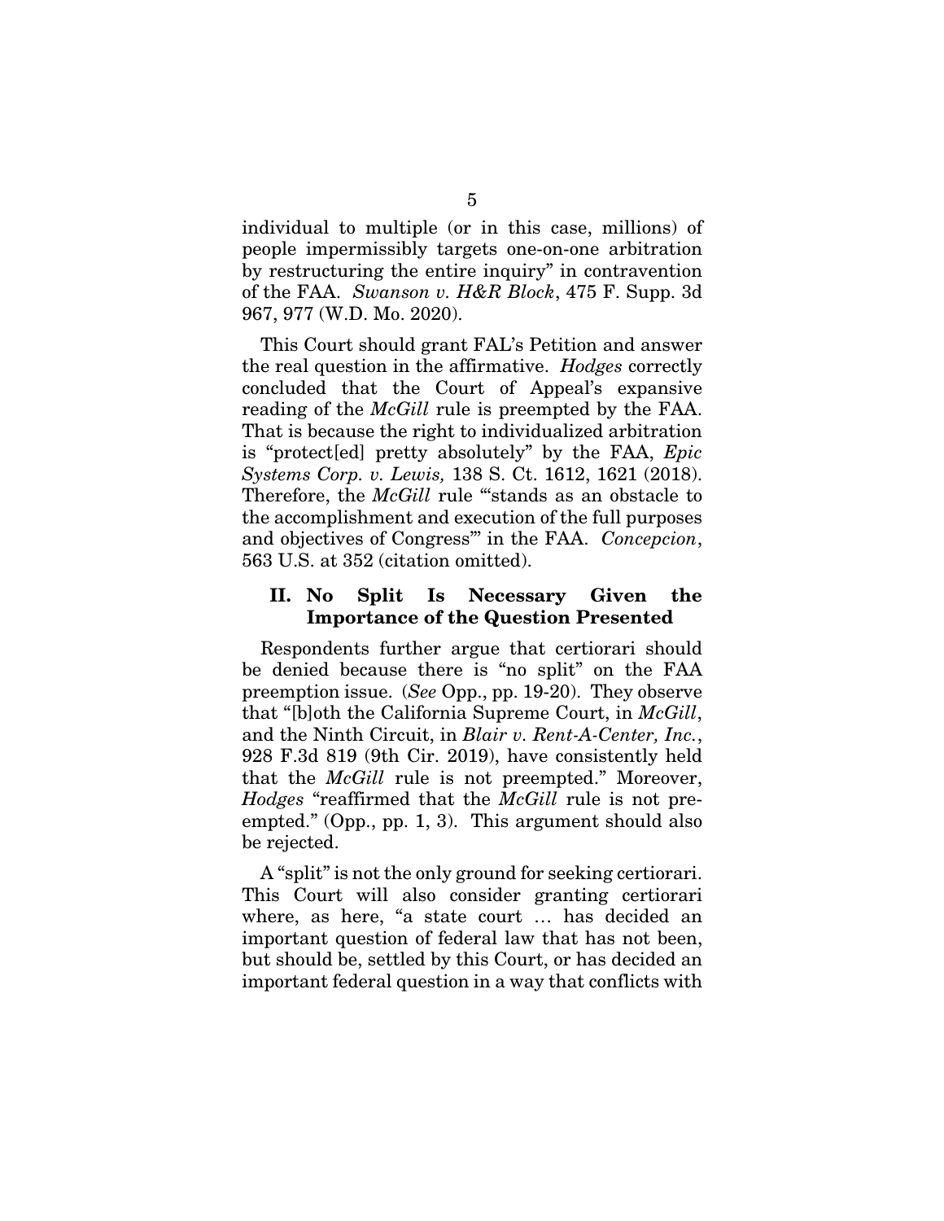individual to multiple (or in this case, millions) of people impermissibly targets one-on-one arbitration by restructuring the entire inquiry" in contravention of the FAA. *Swanson v. H&R Block*, 475 F. Supp. 3d 967, 977 (W.D. Mo. 2020).

This Court should grant FAL's Petition and answer the real question in the affirmative. *Hodges* correctly concluded that the Court of Appeal's expansive reading of the *McGill* rule is preempted by the FAA. That is because the right to individualized arbitration is "protect[ed] pretty absolutely" by the FAA, *Epic Systems Corp. v. Lewis,* 138 S. Ct. 1612, 1621 (2018). Therefore, the *McGill* rule "'stands as an obstacle to the accomplishment and execution of the full purposes and objectives of Congress'" in the FAA. *Concepcion*, 563 U.S. at 352 (citation omitted).

## II. No Split Is Necessary Given the Importance of the Question Presented

Respondents further argue that certiorari should be denied because there is "no split" on the FAA preemption issue. (*See* Opp., pp. 19-20). They observe that "[b]oth the California Supreme Court, in *McGill*, and the Ninth Circuit, in *Blair v. Rent-A-Center, Inc.*, 928 F.3d 819 (9th Cir. 2019), have consistently held that the *McGill* rule is not preempted." Moreover, *Hodges* "reaffirmed that the *McGill* rule is not preempted." (Opp., pp. 1, 3). This argument should also be rejected.

A "split" is not the only ground for seeking certiorari. This Court will also consider granting certiorari where, as here, "a state court … has decided an important question of federal law that has not been, but should be, settled by this Court, or has decided an important federal question in a way that conflicts with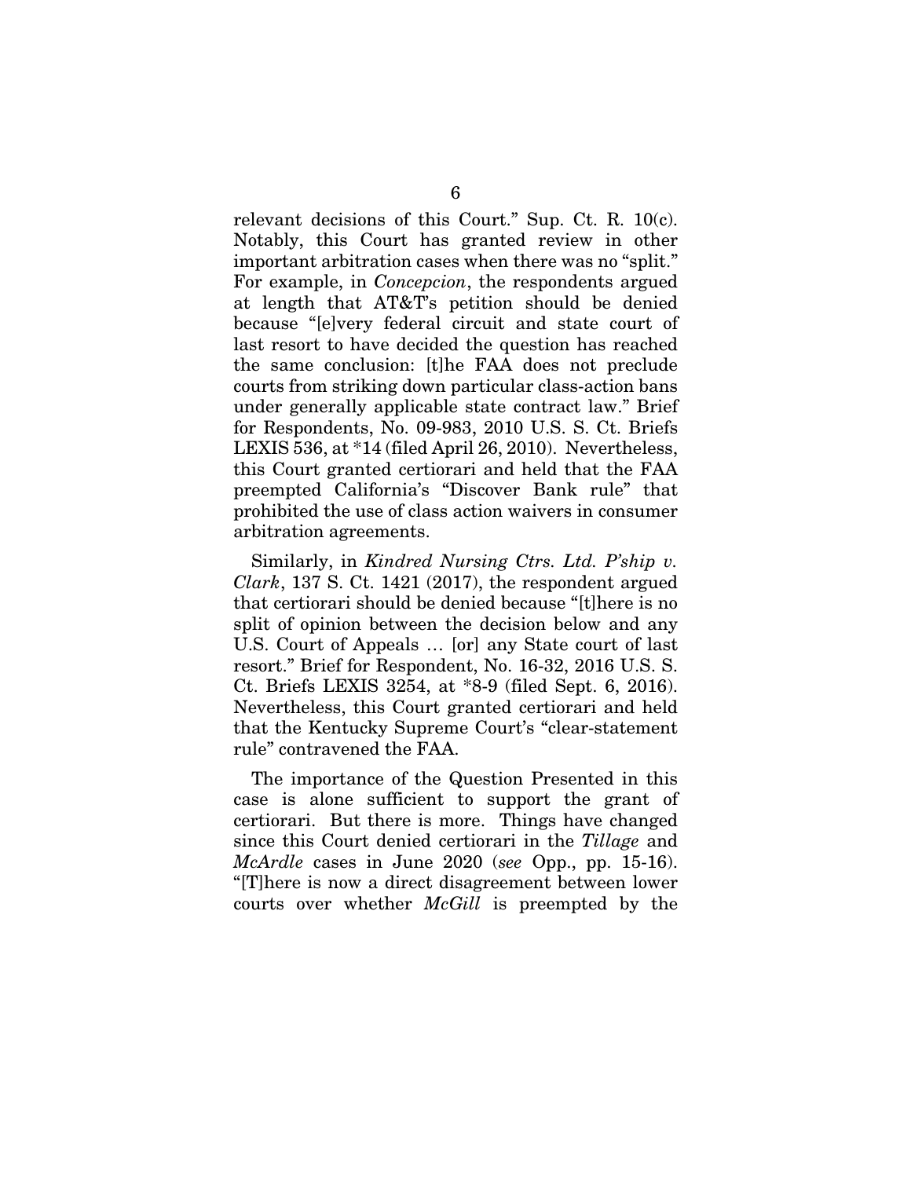relevant decisions of this Court." Sup. Ct. R. 10(c). Notably, this Court has granted review in other important arbitration cases when there was no "split." For example, in *Concepcion*, the respondents argued at length that AT&T's petition should be denied because "[e]very federal circuit and state court of last resort to have decided the question has reached the same conclusion: [t]he FAA does not preclude courts from striking down particular class-action bans under generally applicable state contract law." Brief for Respondents, No. 09-983, 2010 U.S. S. Ct. Briefs LEXIS 536, at *14 (filed April 26, 2010). Nevertheless, this Court granted certiorari and held that the FAA preempted California's "Discover Bank rule" that prohibited the use of class action waivers in consumer arbitration agreements.

Similarly, in *Kindred Nursing Ctrs. Ltd. P'ship v. Clark*, 137 S. Ct. 1421 (2017), the respondent argued that certiorari should be denied because "[t]here is no split of opinion between the decision below and any U.S. Court of Appeals … [or] any State court of last resort." Brief for Respondent, No. 16-32, 2016 U.S. S. Ct. Briefs LEXIS 3254, at *8-9 (filed Sept. 6, 2016). Nevertheless, this Court granted certiorari and held that the Kentucky Supreme Court's "clear-statement rule" contravened the FAA.

The importance of the Question Presented in this case is alone sufficient to support the grant of certiorari. But there is more. Things have changed since this Court denied certiorari in the *Tillage* and *McArdle* cases in June 2020 (*see* Opp., pp. 15-16). "[T]here is now a direct disagreement between lower courts over whether *McGill* is preempted by the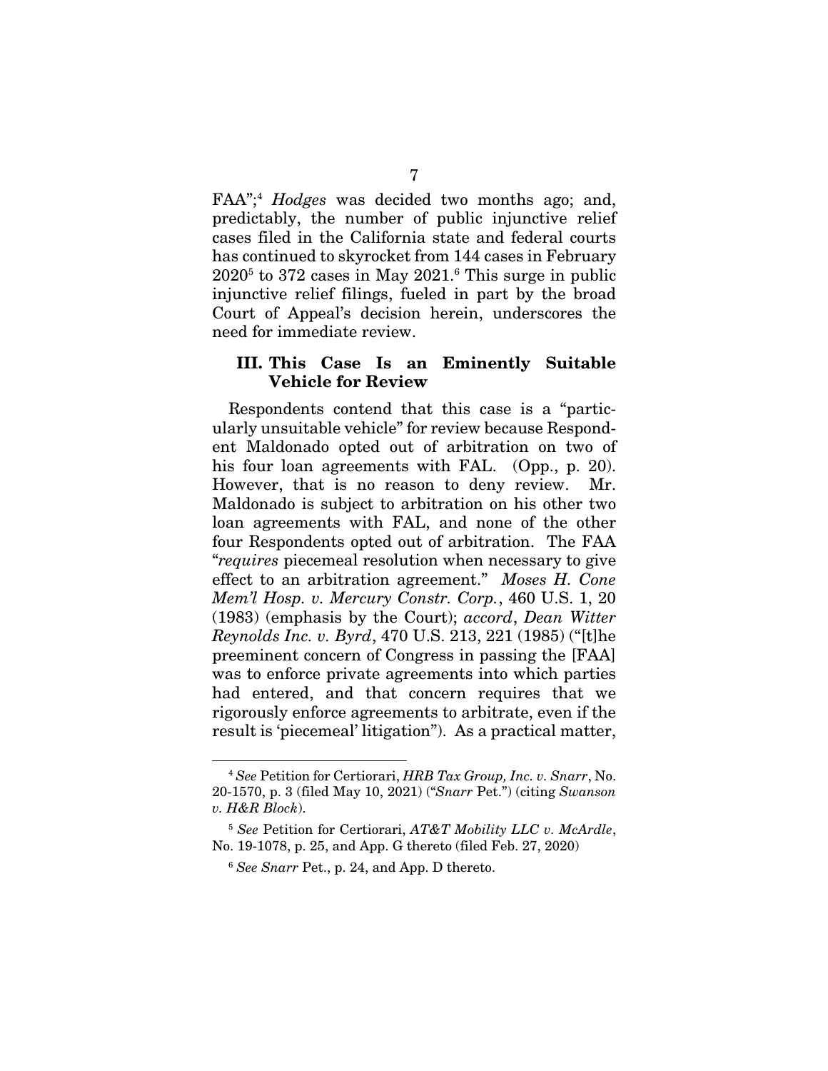FAA";[4] *Hodges* was decided two months ago; and, predictably, the number of public injunctive relief cases filed in the California state and federal courts has continued to skyrocket from 144 cases in February 2020[5] to 372 cases in May 2021.[6] This surge in public injunctive relief filings, fueled in part by the broad Court of Appeal's decision herein, underscores the need for immediate review.

### III. This Case Is an Eminently Suitable Vehicle for Review

Respondents contend that this case is a "particularly unsuitable vehicle" for review because Respondent Maldonado opted out of arbitration on two of his four loan agreements with FAL. (Opp., p. 20). However, that is no reason to deny review. Mr. Maldonado is subject to arbitration on his other two loan agreements with FAL, and none of the other four Respondents opted out of arbitration. The FAA "*requires* piecemeal resolution when necessary to give effect to an arbitration agreement." *Moses H. Cone Mem'l Hosp. v. Mercury Constr. Corp.*, 460 U.S. 1, 20 (1983) (emphasis by the Court); *accord*, *Dean Witter Reynolds Inc. v. Byrd*, 470 U.S. 213, 221 (1985) ("[t]he preeminent concern of Congress in passing the [FAA] was to enforce private agreements into which parties had entered, and that concern requires that we rigorously enforce agreements to arbitrate, even if the result is 'piecemeal' litigation"). As a practical matter,

---

[4] *See* Petition for Certiorari, *HRB Tax Group, Inc. v. Snarr*, No. 20-1570, p. 3 (filed May 10, 2021) ("*Snarr* Pet.") (citing *Swanson v. H&R Block*).

[5] *See* Petition for Certiorari, *AT&T Mobility LLC v. McArdle*, No. 19-1078, p. 25, and App. G thereto (filed Feb. 27, 2020)

[6] *See Snarr* Pet., p. 24, and App. D thereto.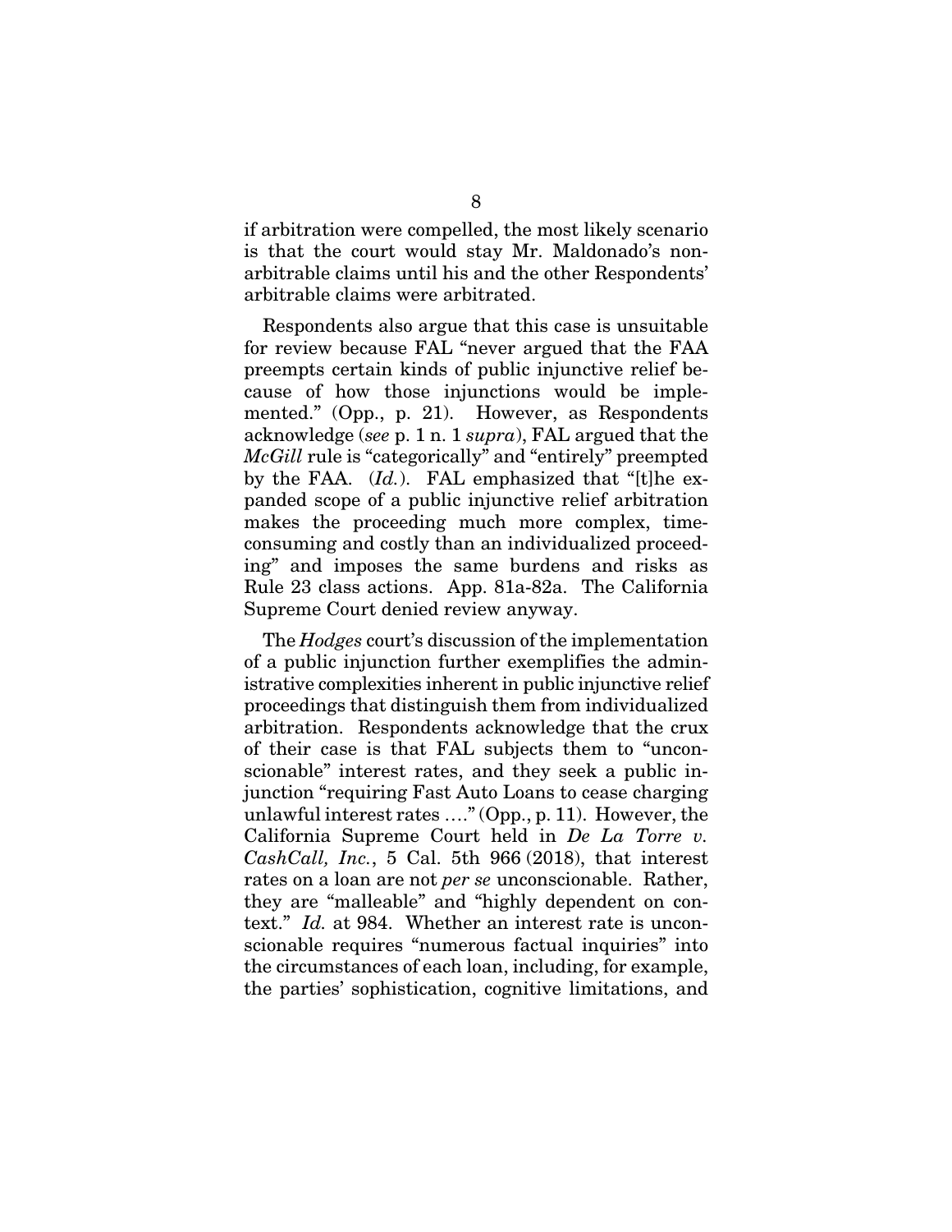if arbitration were compelled, the most likely scenario is that the court would stay Mr. Maldonado's non-arbitrable claims until his and the other Respondents' arbitrable claims were arbitrated.

Respondents also argue that this case is unsuitable for review because FAL "never argued that the FAA preempts certain kinds of public injunctive relief because of how those injunctions would be implemented." (Opp., p. 21). However, as Respondents acknowledge (*see* p. 1 n. 1 *supra*), FAL argued that the *McGill* rule is "categorically" and "entirely" preempted by the FAA. (*Id.*). FAL emphasized that "[t]he expanded scope of a public injunctive relief arbitration makes the proceeding much more complex, time-consuming and costly than an individualized proceeding" and imposes the same burdens and risks as Rule 23 class actions. App. 81a-82a. The California Supreme Court denied review anyway.

The *Hodges* court's discussion of the implementation of a public injunction further exemplifies the administrative complexities inherent in public injunctive relief proceedings that distinguish them from individualized arbitration. Respondents acknowledge that the crux of their case is that FAL subjects them to "unconscionable" interest rates, and they seek a public injunction "requiring Fast Auto Loans to cease charging unlawful interest rates …." (Opp., p. 11). However, the California Supreme Court held in *De La Torre v. CashCall, Inc.*, 5 Cal. 5th 966 (2018), that interest rates on a loan are not *per se* unconscionable. Rather, they are "malleable" and "highly dependent on context." *Id.* at 984. Whether an interest rate is unconscionable requires "numerous factual inquiries" into the circumstances of each loan, including, for example, the parties' sophistication, cognitive limitations, and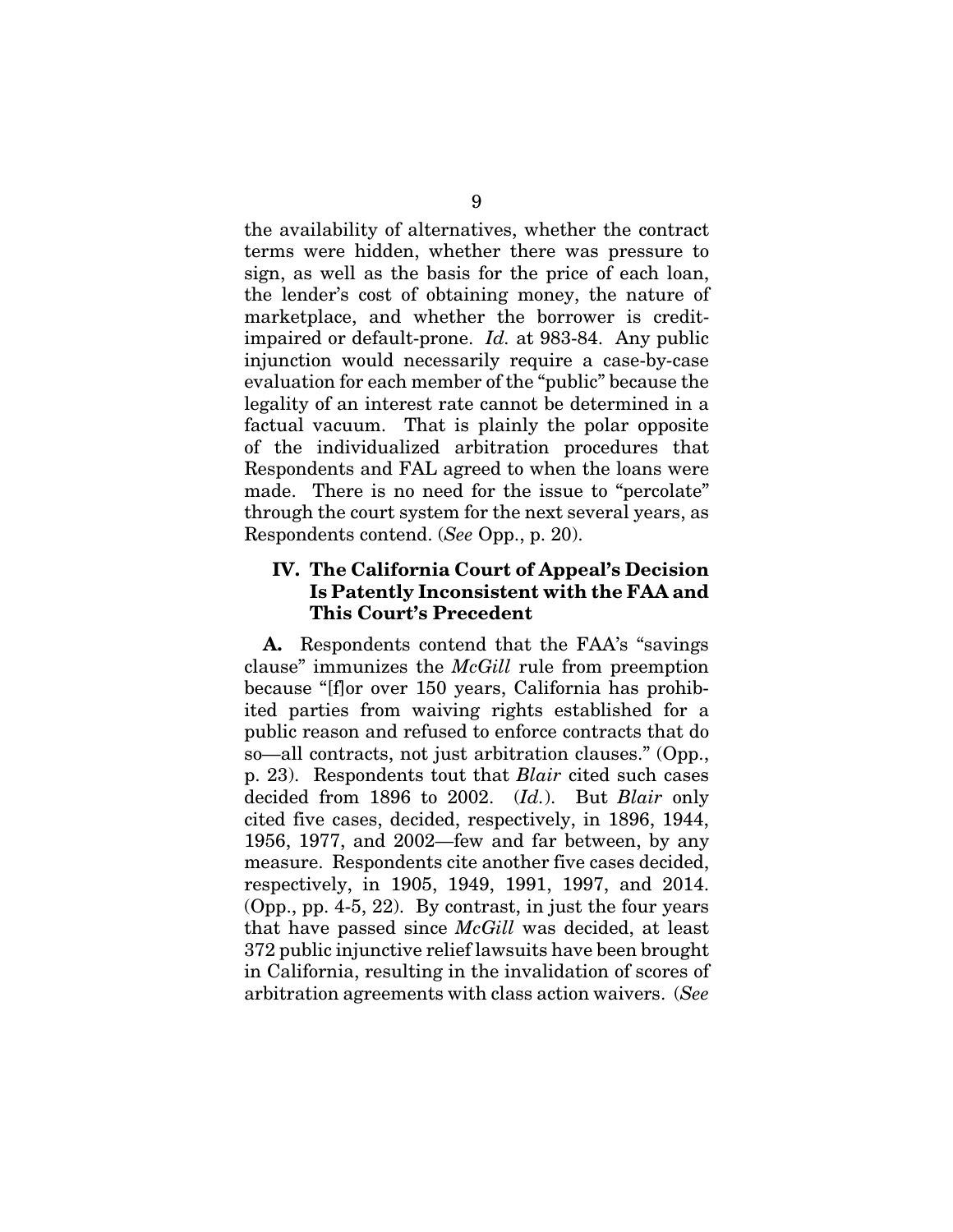the availability of alternatives, whether the contract terms were hidden, whether there was pressure to sign, as well as the basis for the price of each loan, the lender's cost of obtaining money, the nature of marketplace, and whether the borrower is credit-impaired or default-prone. *Id.* at 983-84. Any public injunction would necessarily require a case-by-case evaluation for each member of the "public" because the legality of an interest rate cannot be determined in a factual vacuum. That is plainly the polar opposite of the individualized arbitration procedures that Respondents and FAL agreed to when the loans were made. There is no need for the issue to "percolate" through the court system for the next several years, as Respondents contend. (*See* Opp., p. 20).

## IV. The California Court of Appeal's Decision Is Patently Inconsistent with the FAA and This Court's Precedent

**A.** Respondents contend that the FAA's "savings clause" immunizes the *McGill* rule from preemption because "[f]or over 150 years, California has prohibited parties from waiving rights established for a public reason and refused to enforce contracts that do so—all contracts, not just arbitration clauses." (Opp., p. 23). Respondents tout that *Blair* cited such cases decided from 1896 to 2002. (*Id.*). But *Blair* only cited five cases, decided, respectively, in 1896, 1944, 1956, 1977, and 2002—few and far between, by any measure. Respondents cite another five cases decided, respectively, in 1905, 1949, 1991, 1997, and 2014. (Opp., pp. 4-5, 22). By contrast, in just the four years that have passed since *McGill* was decided, at least 372 public injunctive relief lawsuits have been brought in California, resulting in the invalidation of scores of arbitration agreements with class action waivers. (*See*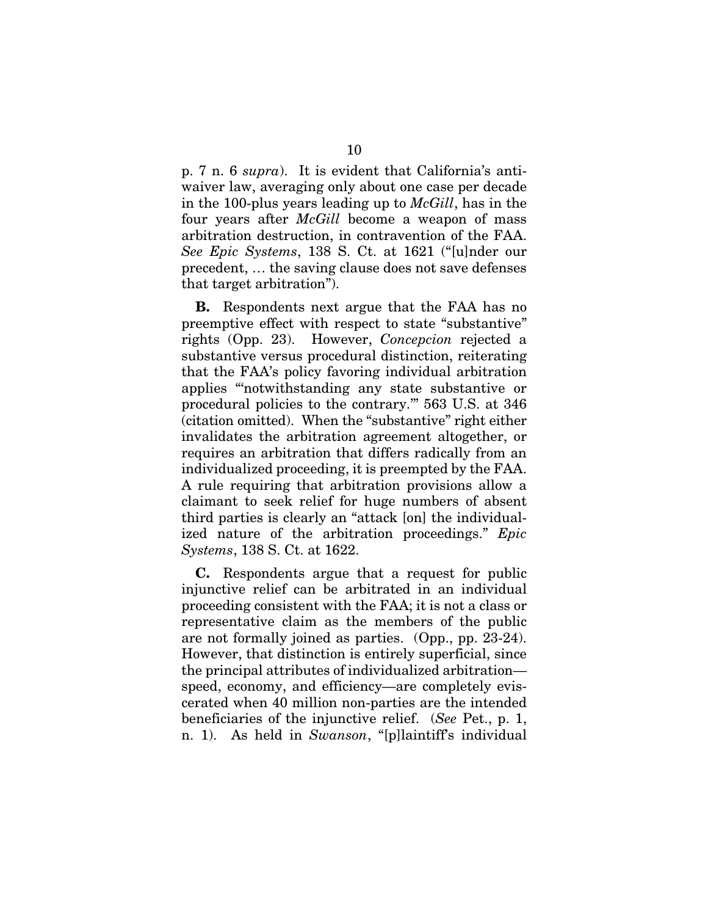p. 7 n. 6 *supra*). It is evident that California's anti-waiver law, averaging only about one case per decade in the 100-plus years leading up to *McGill*, has in the four years after *McGill* become a weapon of mass arbitration destruction, in contravention of the FAA. *See Epic Systems*, 138 S. Ct. at 1621 ("[u]nder our precedent, … the saving clause does not save defenses that target arbitration").

**B.** Respondents next argue that the FAA has no preemptive effect with respect to state "substantive" rights (Opp. 23). However, *Concepcion* rejected a substantive versus procedural distinction, reiterating that the FAA's policy favoring individual arbitration applies "'notwithstanding any state substantive or procedural policies to the contrary.'" 563 U.S. at 346 (citation omitted). When the "substantive" right either invalidates the arbitration agreement altogether, or requires an arbitration that differs radically from an individualized proceeding, it is preempted by the FAA. A rule requiring that arbitration provisions allow a claimant to seek relief for huge numbers of absent third parties is clearly an "attack [on] the individualized nature of the arbitration proceedings." *Epic Systems*, 138 S. Ct. at 1622.

**C.** Respondents argue that a request for public injunctive relief can be arbitrated in an individual proceeding consistent with the FAA; it is not a class or representative claim as the members of the public are not formally joined as parties. (Opp., pp. 23-24). However, that distinction is entirely superficial, since the principal attributes of individualized arbitration—speed, economy, and efficiency—are completely eviscerated when 40 million non-parties are the intended beneficiaries of the injunctive relief. (*See* Pet., p. 1, n. 1). As held in *Swanson*, "[p]laintiff's individual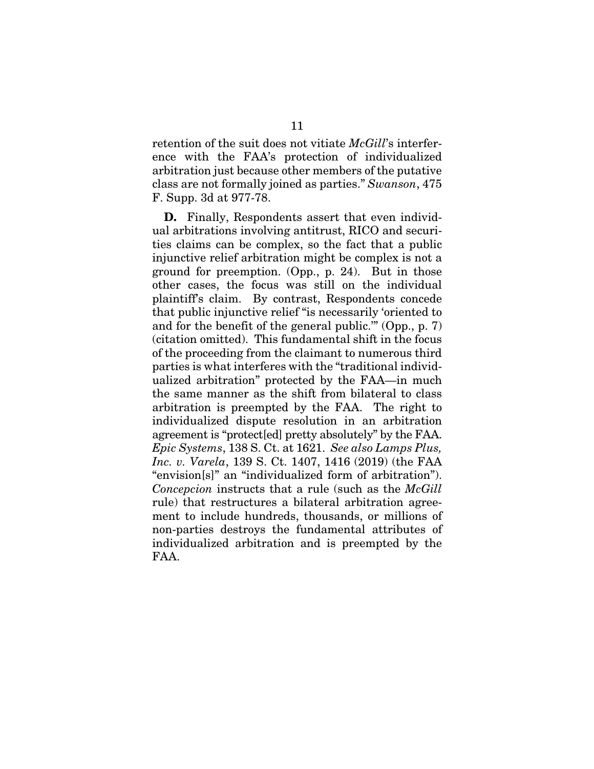retention of the suit does not vitiate *McGill*'s interference with the FAA's protection of individualized arbitration just because other members of the putative class are not formally joined as parties." *Swanson*, 475 F. Supp. 3d at 977-78.

**D.** Finally, Respondents assert that even individual arbitrations involving antitrust, RICO and securities claims can be complex, so the fact that a public injunctive relief arbitration might be complex is not a ground for preemption. (Opp., p. 24). But in those other cases, the focus was still on the individual plaintiff's claim. By contrast, Respondents concede that public injunctive relief "is necessarily 'oriented to and for the benefit of the general public.'" (Opp., p. 7) (citation omitted). This fundamental shift in the focus of the proceeding from the claimant to numerous third parties is what interferes with the "traditional individualized arbitration" protected by the FAA—in much the same manner as the shift from bilateral to class arbitration is preempted by the FAA. The right to individualized dispute resolution in an arbitration agreement is "protect[ed] pretty absolutely" by the FAA. *Epic Systems*, 138 S. Ct. at 1621. *See also Lamps Plus, Inc. v. Varela*, 139 S. Ct. 1407, 1416 (2019) (the FAA "envision[s]" an "individualized form of arbitration"). *Concepcion* instructs that a rule (such as the *McGill* rule) that restructures a bilateral arbitration agreement to include hundreds, thousands, or millions of non-parties destroys the fundamental attributes of individualized arbitration and is preempted by the FAA.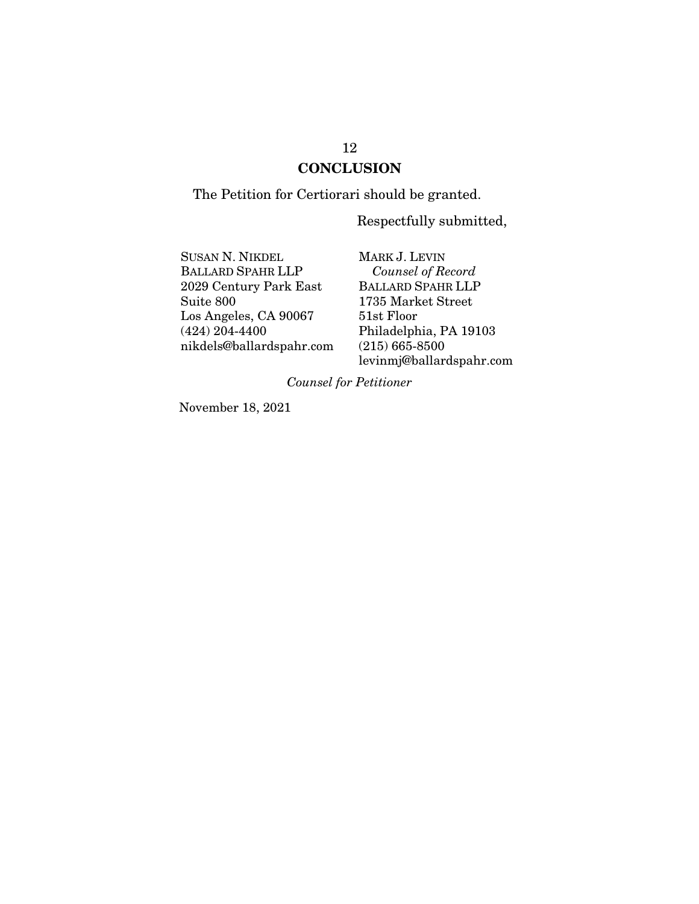## CONCLUSION

The Petition for Certiorari should be granted.

Respectfully submitted,

SUSAN N. NIKDEL
BALLARD SPAHR LLP
2029 Century Park East
Suite 800
Los Angeles, CA 90067
(424) 204-4400
nikdels@ballardspahr.com

MARK J. LEVIN
*Counsel of Record*
BALLARD SPAHR LLP
1735 Market Street
51st Floor
Philadelphia, PA 19103
(215) 665-8500
levinmj@ballardspahr.com

*Counsel for Petitioner*

November 18, 2021